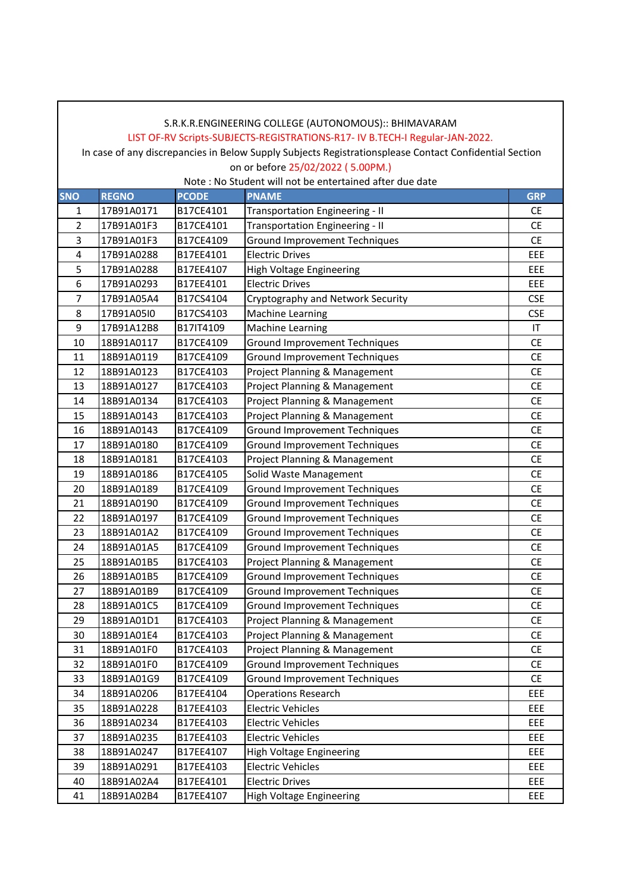S.R.K.R.ENGINEERING COLLEGE (AUTONOMOUS):: BHIMAVARAM

LIST OF-RV Scripts-SUBJECTS-REGISTRATIONS-R17- IV B.TECH-I Regular-JAN-2022.

In case of any discrepancies in Below Supply Subjects Registrationsplease Contact Confidential Section on or before 25/02/2022 ( 5.00PM.)

Note : No Student will not be entertained after due date

| SNO | REGNO | PCODE | PNAME | GRP |
|---|---|---|---|---|
| 1 | 17B91A0171 | B17CE4101 | Transportation Engineering - II | CE |
| 2 | 17B91A01F3 | B17CE4101 | Transportation Engineering - II | CE |
| 3 | 17B91A01F3 | B17CE4109 | Ground Improvement Techniques | CE |
| 4 | 17B91A0288 | B17EE4101 | Electric Drives | EEE |
| 5 | 17B91A0288 | B17EE4107 | High Voltage Engineering | EEE |
| 6 | 17B91A0293 | B17EE4101 | Electric Drives | EEE |
| 7 | 17B91A05A4 | B17CS4104 | Cryptography and Network Security | CSE |
| 8 | 17B91A05I0 | B17CS4103 | Machine Learning | CSE |
| 9 | 17B91A12B8 | B17IT4109 | Machine Learning | IT |
| 10 | 18B91A0117 | B17CE4109 | Ground Improvement Techniques | CE |
| 11 | 18B91A0119 | B17CE4109 | Ground Improvement Techniques | CE |
| 12 | 18B91A0123 | B17CE4103 | Project Planning & Management | CE |
| 13 | 18B91A0127 | B17CE4103 | Project Planning & Management | CE |
| 14 | 18B91A0134 | B17CE4103 | Project Planning & Management | CE |
| 15 | 18B91A0143 | B17CE4103 | Project Planning & Management | CE |
| 16 | 18B91A0143 | B17CE4109 | Ground Improvement Techniques | CE |
| 17 | 18B91A0180 | B17CE4109 | Ground Improvement Techniques | CE |
| 18 | 18B91A0181 | B17CE4103 | Project Planning & Management | CE |
| 19 | 18B91A0186 | B17CE4105 | Solid Waste Management | CE |
| 20 | 18B91A0189 | B17CE4109 | Ground Improvement Techniques | CE |
| 21 | 18B91A0190 | B17CE4109 | Ground Improvement Techniques | CE |
| 22 | 18B91A0197 | B17CE4109 | Ground Improvement Techniques | CE |
| 23 | 18B91A01A2 | B17CE4109 | Ground Improvement Techniques | CE |
| 24 | 18B91A01A5 | B17CE4109 | Ground Improvement Techniques | CE |
| 25 | 18B91A01B5 | B17CE4103 | Project Planning & Management | CE |
| 26 | 18B91A01B5 | B17CE4109 | Ground Improvement Techniques | CE |
| 27 | 18B91A01B9 | B17CE4109 | Ground Improvement Techniques | CE |
| 28 | 18B91A01C5 | B17CE4109 | Ground Improvement Techniques | CE |
| 29 | 18B91A01D1 | B17CE4103 | Project Planning & Management | CE |
| 30 | 18B91A01E4 | B17CE4103 | Project Planning & Management | CE |
| 31 | 18B91A01F0 | B17CE4103 | Project Planning & Management | CE |
| 32 | 18B91A01F0 | B17CE4109 | Ground Improvement Techniques | CE |
| 33 | 18B91A01G9 | B17CE4109 | Ground Improvement Techniques | CE |
| 34 | 18B91A0206 | B17EE4104 | Operations Research | EEE |
| 35 | 18B91A0228 | B17EE4103 | Electric Vehicles | EEE |
| 36 | 18B91A0234 | B17EE4103 | Electric Vehicles | EEE |
| 37 | 18B91A0235 | B17EE4103 | Electric Vehicles | EEE |
| 38 | 18B91A0247 | B17EE4107 | High Voltage Engineering | EEE |
| 39 | 18B91A0291 | B17EE4103 | Electric Vehicles | EEE |
| 40 | 18B91A02A4 | B17EE4101 | Electric Drives | EEE |
| 41 | 18B91A02B4 | B17EE4107 | High Voltage Engineering | EEE |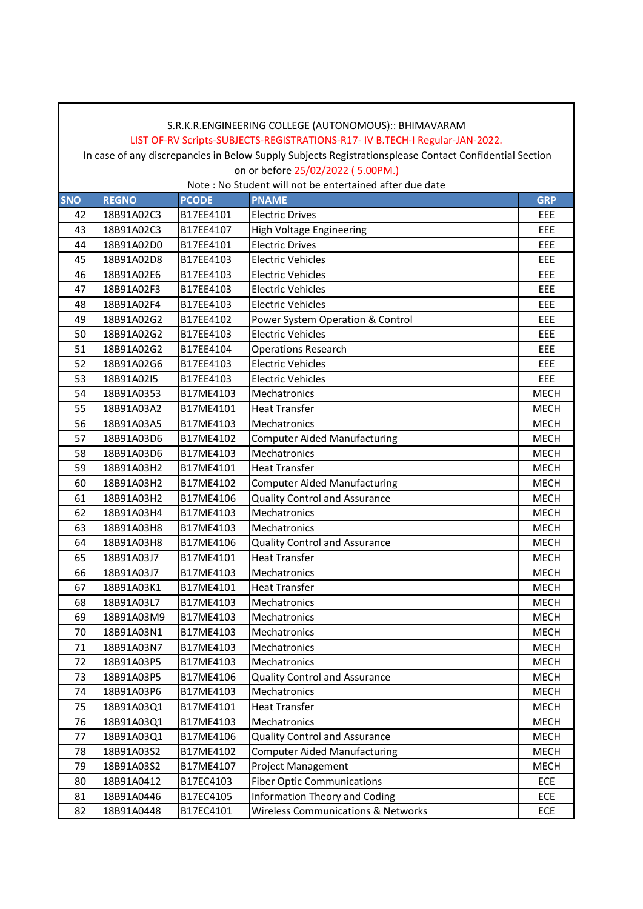S.R.K.R.ENGINEERING COLLEGE (AUTONOMOUS):: BHIMAVARAM

LIST OF-RV Scripts-SUBJECTS-REGISTRATIONS-R17- IV B.TECH-I Regular-JAN-2022.

In case of any discrepancies in Below Supply Subjects Registrationsplease Contact Confidential Section on or before 25/02/2022 ( 5.00PM.)

Note : No Student will not be entertained after due date

| SNO | REGNO | PCODE | PNAME | GRP |
|---|---|---|---|---|
| 42 | 18B91A02C3 | B17EE4101 | Electric Drives | EEE |
| 43 | 18B91A02C3 | B17EE4107 | High Voltage Engineering | EEE |
| 44 | 18B91A02D0 | B17EE4101 | Electric Drives | EEE |
| 45 | 18B91A02D8 | B17EE4103 | Electric Vehicles | EEE |
| 46 | 18B91A02E6 | B17EE4103 | Electric Vehicles | EEE |
| 47 | 18B91A02F3 | B17EE4103 | Electric Vehicles | EEE |
| 48 | 18B91A02F4 | B17EE4103 | Electric Vehicles | EEE |
| 49 | 18B91A02G2 | B17EE4102 | Power System Operation & Control | EEE |
| 50 | 18B91A02G2 | B17EE4103 | Electric Vehicles | EEE |
| 51 | 18B91A02G2 | B17EE4104 | Operations Research | EEE |
| 52 | 18B91A02G6 | B17EE4103 | Electric Vehicles | EEE |
| 53 | 18B91A02I5 | B17EE4103 | Electric Vehicles | EEE |
| 54 | 18B91A0353 | B17ME4103 | Mechatronics | MECH |
| 55 | 18B91A03A2 | B17ME4101 | Heat Transfer | MECH |
| 56 | 18B91A03A5 | B17ME4103 | Mechatronics | MECH |
| 57 | 18B91A03D6 | B17ME4102 | Computer Aided Manufacturing | MECH |
| 58 | 18B91A03D6 | B17ME4103 | Mechatronics | MECH |
| 59 | 18B91A03H2 | B17ME4101 | Heat Transfer | MECH |
| 60 | 18B91A03H2 | B17ME4102 | Computer Aided Manufacturing | MECH |
| 61 | 18B91A03H2 | B17ME4106 | Quality Control and Assurance | MECH |
| 62 | 18B91A03H4 | B17ME4103 | Mechatronics | MECH |
| 63 | 18B91A03H8 | B17ME4103 | Mechatronics | MECH |
| 64 | 18B91A03H8 | B17ME4106 | Quality Control and Assurance | MECH |
| 65 | 18B91A03J7 | B17ME4101 | Heat Transfer | MECH |
| 66 | 18B91A03J7 | B17ME4103 | Mechatronics | MECH |
| 67 | 18B91A03K1 | B17ME4101 | Heat Transfer | MECH |
| 68 | 18B91A03L7 | B17ME4103 | Mechatronics | MECH |
| 69 | 18B91A03M9 | B17ME4103 | Mechatronics | MECH |
| 70 | 18B91A03N1 | B17ME4103 | Mechatronics | MECH |
| 71 | 18B91A03N7 | B17ME4103 | Mechatronics | MECH |
| 72 | 18B91A03P5 | B17ME4103 | Mechatronics | MECH |
| 73 | 18B91A03P5 | B17ME4106 | Quality Control and Assurance | MECH |
| 74 | 18B91A03P6 | B17ME4103 | Mechatronics | MECH |
| 75 | 18B91A03Q1 | B17ME4101 | Heat Transfer | MECH |
| 76 | 18B91A03Q1 | B17ME4103 | Mechatronics | MECH |
| 77 | 18B91A03Q1 | B17ME4106 | Quality Control and Assurance | MECH |
| 78 | 18B91A03S2 | B17ME4102 | Computer Aided Manufacturing | MECH |
| 79 | 18B91A03S2 | B17ME4107 | Project Management | MECH |
| 80 | 18B91A0412 | B17EC4103 | Fiber Optic Communications | ECE |
| 81 | 18B91A0446 | B17EC4105 | Information Theory and Coding | ECE |
| 82 | 18B91A0448 | B17EC4101 | Wireless Communications & Networks | ECE |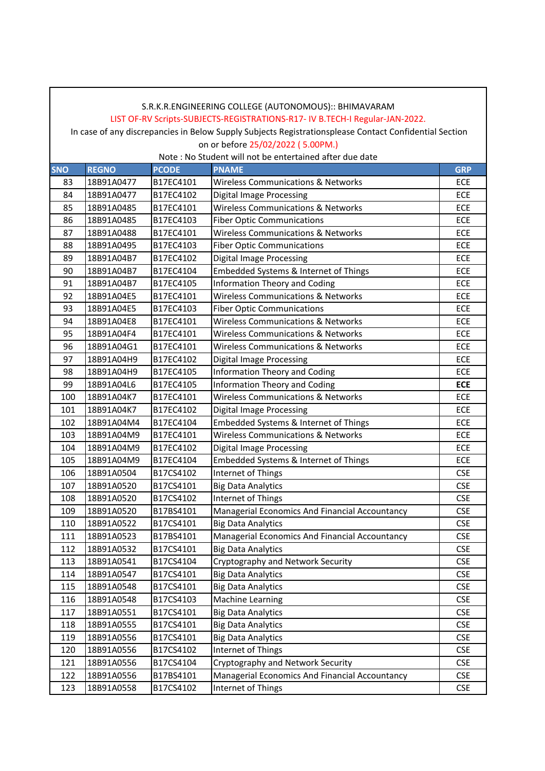S.R.K.R.ENGINEERING COLLEGE (AUTONOMOUS):: BHIMAVARAM

LIST OF-RV Scripts-SUBJECTS-REGISTRATIONS-R17- IV B.TECH-I Regular-JAN-2022.

In case of any discrepancies in Below Supply Subjects Registrationsplease Contact Confidential Section on or before 25/02/2022 ( 5.00PM.)

Note : No Student will not be entertained after due date

| SNO | REGNO | PCODE | PNAME | GRP |
|---|---|---|---|---|
| 83 | 18B91A0477 | B17EC4101 | Wireless Communications & Networks | ECE |
| 84 | 18B91A0477 | B17EC4102 | Digital Image Processing | ECE |
| 85 | 18B91A0485 | B17EC4101 | Wireless Communications & Networks | ECE |
| 86 | 18B91A0485 | B17EC4103 | Fiber Optic Communications | ECE |
| 87 | 18B91A0488 | B17EC4101 | Wireless Communications & Networks | ECE |
| 88 | 18B91A0495 | B17EC4103 | Fiber Optic Communications | ECE |
| 89 | 18B91A04B7 | B17EC4102 | Digital Image Processing | ECE |
| 90 | 18B91A04B7 | B17EC4104 | Embedded Systems & Internet of Things | ECE |
| 91 | 18B91A04B7 | B17EC4105 | Information Theory and Coding | ECE |
| 92 | 18B91A04E5 | B17EC4101 | Wireless Communications & Networks | ECE |
| 93 | 18B91A04E5 | B17EC4103 | Fiber Optic Communications | ECE |
| 94 | 18B91A04E8 | B17EC4101 | Wireless Communications & Networks | ECE |
| 95 | 18B91A04F4 | B17EC4101 | Wireless Communications & Networks | ECE |
| 96 | 18B91A04G1 | B17EC4101 | Wireless Communications & Networks | ECE |
| 97 | 18B91A04H9 | B17EC4102 | Digital Image Processing | ECE |
| 98 | 18B91A04H9 | B17EC4105 | Information Theory and Coding | ECE |
| 99 | 18B91A04L6 | B17EC4105 | Information Theory and Coding | **ECE** |
| 100 | 18B91A04K7 | B17EC4101 | Wireless Communications & Networks | ECE |
| 101 | 18B91A04K7 | B17EC4102 | Digital Image Processing | ECE |
| 102 | 18B91A04M4 | B17EC4104 | Embedded Systems & Internet of Things | ECE |
| 103 | 18B91A04M9 | B17EC4101 | Wireless Communications & Networks | ECE |
| 104 | 18B91A04M9 | B17EC4102 | Digital Image Processing | ECE |
| 105 | 18B91A04M9 | B17EC4104 | Embedded Systems & Internet of Things | ECE |
| 106 | 18B91A0504 | B17CS4102 | Internet of Things | CSE |
| 107 | 18B91A0520 | B17CS4101 | Big Data Analytics | CSE |
| 108 | 18B91A0520 | B17CS4102 | Internet of Things | CSE |
| 109 | 18B91A0520 | B17BS4101 | Managerial Economics And Financial Accountancy | CSE |
| 110 | 18B91A0522 | B17CS4101 | Big Data Analytics | CSE |
| 111 | 18B91A0523 | B17BS4101 | Managerial Economics And Financial Accountancy | CSE |
| 112 | 18B91A0532 | B17CS4101 | Big Data Analytics | CSE |
| 113 | 18B91A0541 | B17CS4104 | Cryptography and Network Security | CSE |
| 114 | 18B91A0547 | B17CS4101 | Big Data Analytics | CSE |
| 115 | 18B91A0548 | B17CS4101 | Big Data Analytics | CSE |
| 116 | 18B91A0548 | B17CS4103 | Machine Learning | CSE |
| 117 | 18B91A0551 | B17CS4101 | Big Data Analytics | CSE |
| 118 | 18B91A0555 | B17CS4101 | Big Data Analytics | CSE |
| 119 | 18B91A0556 | B17CS4101 | Big Data Analytics | CSE |
| 120 | 18B91A0556 | B17CS4102 | Internet of Things | CSE |
| 121 | 18B91A0556 | B17CS4104 | Cryptography and Network Security | CSE |
| 122 | 18B91A0556 | B17BS4101 | Managerial Economics And Financial Accountancy | CSE |
| 123 | 18B91A0558 | B17CS4102 | Internet of Things | CSE |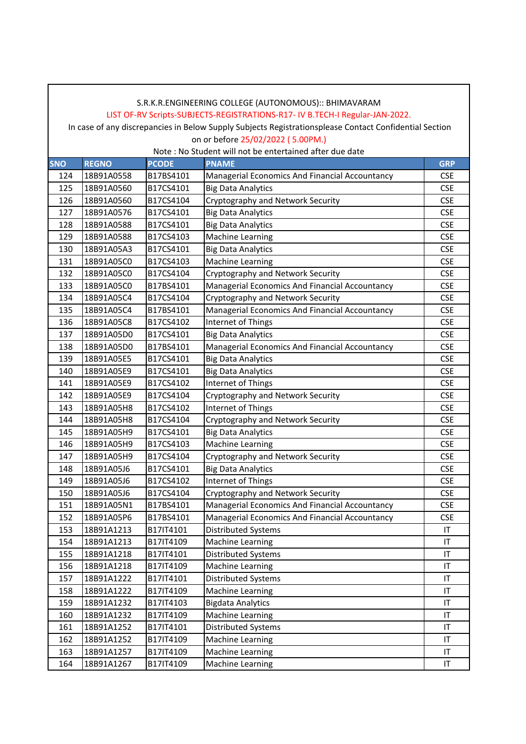S.R.K.R.ENGINEERING COLLEGE (AUTONOMOUS):: BHIMAVARAM

LIST OF-RV Scripts-SUBJECTS-REGISTRATIONS-R17- IV B.TECH-I Regular-JAN-2022.

In case of any discrepancies in Below Supply Subjects Registrationsplease Contact Confidential Section on or before 25/02/2022 ( 5.00PM.)

Note : No Student will not be entertained after due date

| SNO | REGNO | PCODE | PNAME | GRP |
|---|---|---|---|---|
| 124 | 18B91A0558 | B17BS4101 | Managerial Economics And Financial Accountancy | CSE |
| 125 | 18B91A0560 | B17CS4101 | Big Data Analytics | CSE |
| 126 | 18B91A0560 | B17CS4104 | Cryptography and Network Security | CSE |
| 127 | 18B91A0576 | B17CS4101 | Big Data Analytics | CSE |
| 128 | 18B91A0588 | B17CS4101 | Big Data Analytics | CSE |
| 129 | 18B91A0588 | B17CS4103 | Machine Learning | CSE |
| 130 | 18B91A05A3 | B17CS4101 | Big Data Analytics | CSE |
| 131 | 18B91A05C0 | B17CS4103 | Machine Learning | CSE |
| 132 | 18B91A05C0 | B17CS4104 | Cryptography and Network Security | CSE |
| 133 | 18B91A05C0 | B17BS4101 | Managerial Economics And Financial Accountancy | CSE |
| 134 | 18B91A05C4 | B17CS4104 | Cryptography and Network Security | CSE |
| 135 | 18B91A05C4 | B17BS4101 | Managerial Economics And Financial Accountancy | CSE |
| 136 | 18B91A05C8 | B17CS4102 | Internet of Things | CSE |
| 137 | 18B91A05D0 | B17CS4101 | Big Data Analytics | CSE |
| 138 | 18B91A05D0 | B17BS4101 | Managerial Economics And Financial Accountancy | CSE |
| 139 | 18B91A05E5 | B17CS4101 | Big Data Analytics | CSE |
| 140 | 18B91A05E9 | B17CS4101 | Big Data Analytics | CSE |
| 141 | 18B91A05E9 | B17CS4102 | Internet of Things | CSE |
| 142 | 18B91A05E9 | B17CS4104 | Cryptography and Network Security | CSE |
| 143 | 18B91A05H8 | B17CS4102 | Internet of Things | CSE |
| 144 | 18B91A05H8 | B17CS4104 | Cryptography and Network Security | CSE |
| 145 | 18B91A05H9 | B17CS4101 | Big Data Analytics | CSE |
| 146 | 18B91A05H9 | B17CS4103 | Machine Learning | CSE |
| 147 | 18B91A05H9 | B17CS4104 | Cryptography and Network Security | CSE |
| 148 | 18B91A05J6 | B17CS4101 | Big Data Analytics | CSE |
| 149 | 18B91A05J6 | B17CS4102 | Internet of Things | CSE |
| 150 | 18B91A05J6 | B17CS4104 | Cryptography and Network Security | CSE |
| 151 | 18B91A05N1 | B17BS4101 | Managerial Economics And Financial Accountancy | CSE |
| 152 | 18B91A05P6 | B17BS4101 | Managerial Economics And Financial Accountancy | CSE |
| 153 | 18B91A1213 | B17IT4101 | Distributed Systems | IT |
| 154 | 18B91A1213 | B17IT4109 | Machine Learning | IT |
| 155 | 18B91A1218 | B17IT4101 | Distributed Systems | IT |
| 156 | 18B91A1218 | B17IT4109 | Machine Learning | IT |
| 157 | 18B91A1222 | B17IT4101 | Distributed Systems | IT |
| 158 | 18B91A1222 | B17IT4109 | Machine Learning | IT |
| 159 | 18B91A1232 | B17IT4103 | Bigdata Analytics | IT |
| 160 | 18B91A1232 | B17IT4109 | Machine Learning | IT |
| 161 | 18B91A1252 | B17IT4101 | Distributed Systems | IT |
| 162 | 18B91A1252 | B17IT4109 | Machine Learning | IT |
| 163 | 18B91A1257 | B17IT4109 | Machine Learning | IT |
| 164 | 18B91A1267 | B17IT4109 | Machine Learning | IT |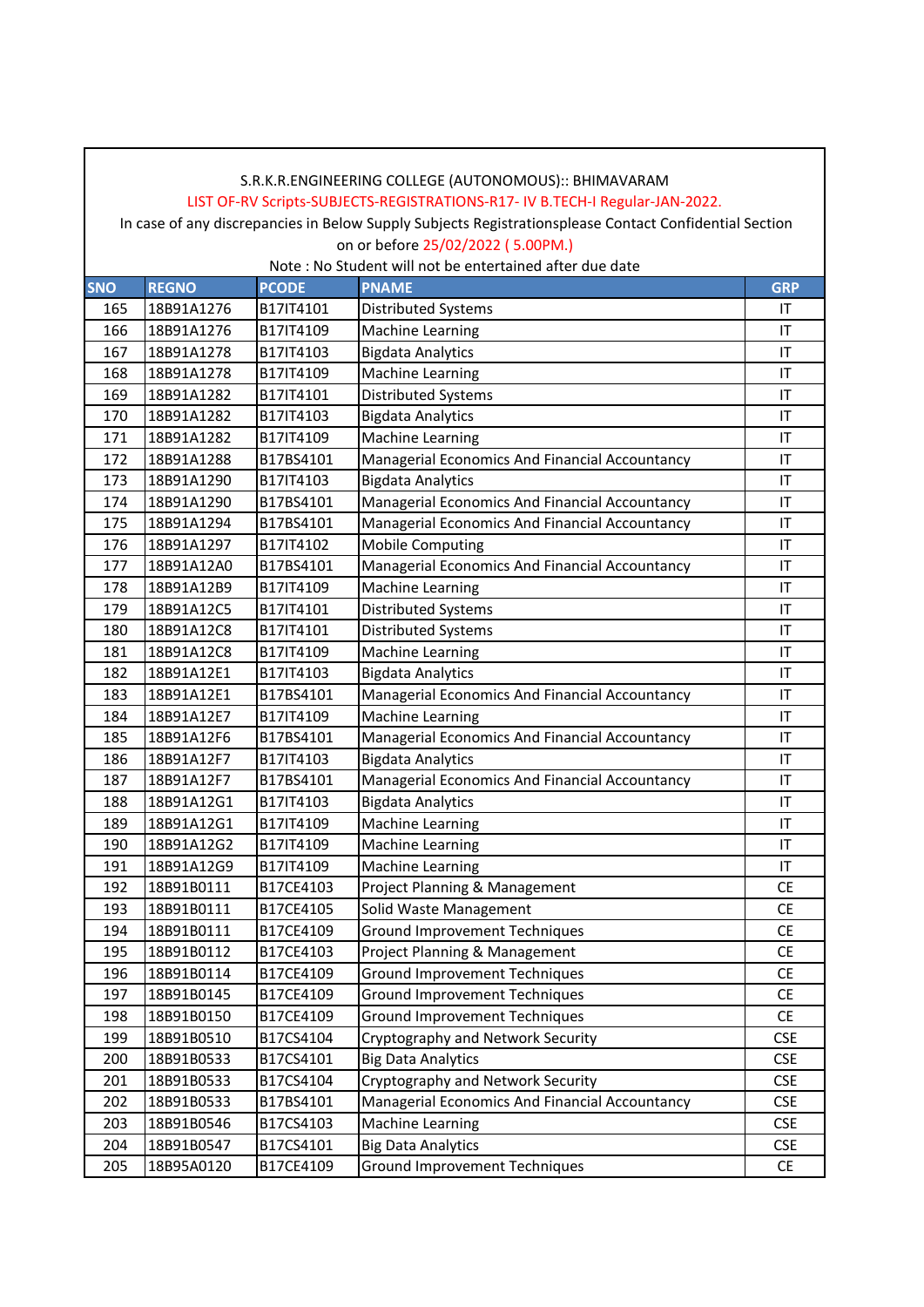S.R.K.R.ENGINEERING COLLEGE (AUTONOMOUS):: BHIMAVARAM

LIST OF-RV Scripts-SUBJECTS-REGISTRATIONS-R17- IV B.TECH-I Regular-JAN-2022.

In case of any discrepancies in Below Supply Subjects Registrationsplease Contact Confidential Section on or before 25/02/2022 ( 5.00PM.)

Note : No Student will not be entertained after due date

| SNO | REGNO | PCODE | PNAME | GRP |
|---|---|---|---|---|
| 165 | 18B91A1276 | B17IT4101 | Distributed Systems | IT |
| 166 | 18B91A1276 | B17IT4109 | Machine Learning | IT |
| 167 | 18B91A1278 | B17IT4103 | Bigdata Analytics | IT |
| 168 | 18B91A1278 | B17IT4109 | Machine Learning | IT |
| 169 | 18B91A1282 | B17IT4101 | Distributed Systems | IT |
| 170 | 18B91A1282 | B17IT4103 | Bigdata Analytics | IT |
| 171 | 18B91A1282 | B17IT4109 | Machine Learning | IT |
| 172 | 18B91A1288 | B17BS4101 | Managerial Economics And Financial Accountancy | IT |
| 173 | 18B91A1290 | B17IT4103 | Bigdata Analytics | IT |
| 174 | 18B91A1290 | B17BS4101 | Managerial Economics And Financial Accountancy | IT |
| 175 | 18B91A1294 | B17BS4101 | Managerial Economics And Financial Accountancy | IT |
| 176 | 18B91A1297 | B17IT4102 | Mobile Computing | IT |
| 177 | 18B91A12A0 | B17BS4101 | Managerial Economics And Financial Accountancy | IT |
| 178 | 18B91A12B9 | B17IT4109 | Machine Learning | IT |
| 179 | 18B91A12C5 | B17IT4101 | Distributed Systems | IT |
| 180 | 18B91A12C8 | B17IT4101 | Distributed Systems | IT |
| 181 | 18B91A12C8 | B17IT4109 | Machine Learning | IT |
| 182 | 18B91A12E1 | B17IT4103 | Bigdata Analytics | IT |
| 183 | 18B91A12E1 | B17BS4101 | Managerial Economics And Financial Accountancy | IT |
| 184 | 18B91A12E7 | B17IT4109 | Machine Learning | IT |
| 185 | 18B91A12F6 | B17BS4101 | Managerial Economics And Financial Accountancy | IT |
| 186 | 18B91A12F7 | B17IT4103 | Bigdata Analytics | IT |
| 187 | 18B91A12F7 | B17BS4101 | Managerial Economics And Financial Accountancy | IT |
| 188 | 18B91A12G1 | B17IT4103 | Bigdata Analytics | IT |
| 189 | 18B91A12G1 | B17IT4109 | Machine Learning | IT |
| 190 | 18B91A12G2 | B17IT4109 | Machine Learning | IT |
| 191 | 18B91A12G9 | B17IT4109 | Machine Learning | IT |
| 192 | 18B91B0111 | B17CE4103 | Project Planning & Management | CE |
| 193 | 18B91B0111 | B17CE4105 | Solid Waste Management | CE |
| 194 | 18B91B0111 | B17CE4109 | Ground Improvement Techniques | CE |
| 195 | 18B91B0112 | B17CE4103 | Project Planning & Management | CE |
| 196 | 18B91B0114 | B17CE4109 | Ground Improvement Techniques | CE |
| 197 | 18B91B0145 | B17CE4109 | Ground Improvement Techniques | CE |
| 198 | 18B91B0150 | B17CE4109 | Ground Improvement Techniques | CE |
| 199 | 18B91B0510 | B17CS4104 | Cryptography and Network Security | CSE |
| 200 | 18B91B0533 | B17CS4101 | Big Data Analytics | CSE |
| 201 | 18B91B0533 | B17CS4104 | Cryptography and Network Security | CSE |
| 202 | 18B91B0533 | B17BS4101 | Managerial Economics And Financial Accountancy | CSE |
| 203 | 18B91B0546 | B17CS4103 | Machine Learning | CSE |
| 204 | 18B91B0547 | B17CS4101 | Big Data Analytics | CSE |
| 205 | 18B95A0120 | B17CE4109 | Ground Improvement Techniques | CE |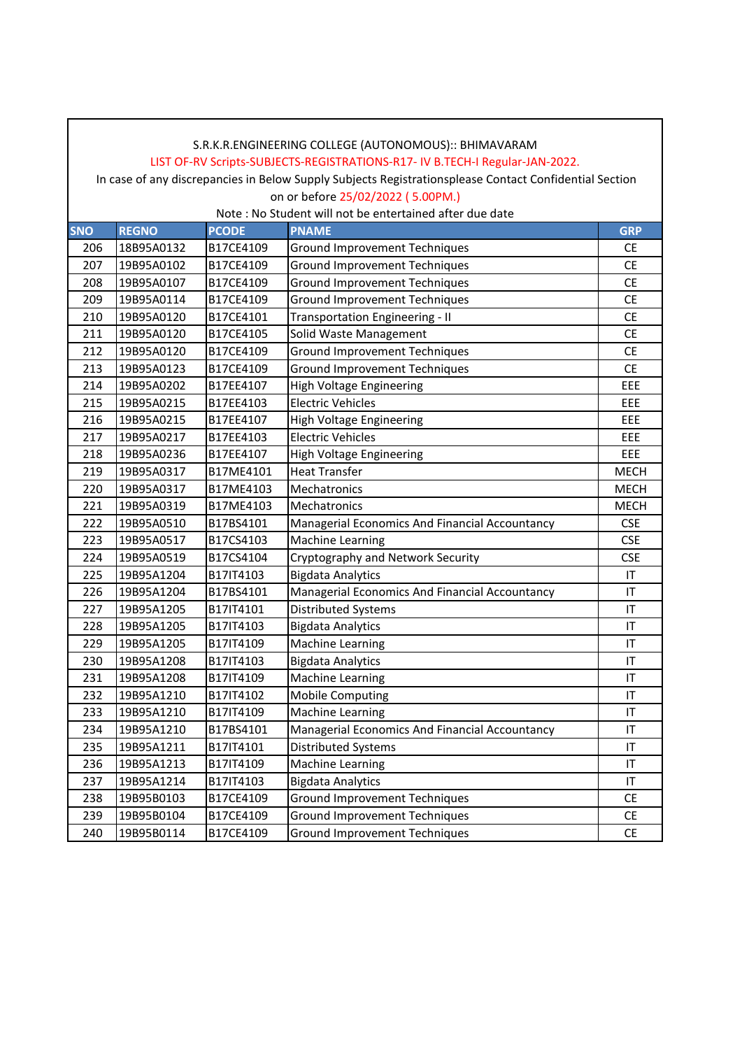S.R.K.R.ENGINEERING COLLEGE (AUTONOMOUS):: BHIMAVARAM

LIST OF-RV Scripts-SUBJECTS-REGISTRATIONS-R17- IV B.TECH-I Regular-JAN-2022.

In case of any discrepancies in Below Supply Subjects Registrationsplease Contact Confidential Section on or before 25/02/2022 ( 5.00PM.)

Note : No Student will not be entertained after due date

| SNO | REGNO | PCODE | PNAME | GRP |
|---|---|---|---|---|
| 206 | 18B95A0132 | B17CE4109 | Ground Improvement Techniques | CE |
| 207 | 19B95A0102 | B17CE4109 | Ground Improvement Techniques | CE |
| 208 | 19B95A0107 | B17CE4109 | Ground Improvement Techniques | CE |
| 209 | 19B95A0114 | B17CE4109 | Ground Improvement Techniques | CE |
| 210 | 19B95A0120 | B17CE4101 | Transportation Engineering - II | CE |
| 211 | 19B95A0120 | B17CE4105 | Solid Waste Management | CE |
| 212 | 19B95A0120 | B17CE4109 | Ground Improvement Techniques | CE |
| 213 | 19B95A0123 | B17CE4109 | Ground Improvement Techniques | CE |
| 214 | 19B95A0202 | B17EE4107 | High Voltage Engineering | EEE |
| 215 | 19B95A0215 | B17EE4103 | Electric Vehicles | EEE |
| 216 | 19B95A0215 | B17EE4107 | High Voltage Engineering | EEE |
| 217 | 19B95A0217 | B17EE4103 | Electric Vehicles | EEE |
| 218 | 19B95A0236 | B17EE4107 | High Voltage Engineering | EEE |
| 219 | 19B95A0317 | B17ME4101 | Heat Transfer | MECH |
| 220 | 19B95A0317 | B17ME4103 | Mechatronics | MECH |
| 221 | 19B95A0319 | B17ME4103 | Mechatronics | MECH |
| 222 | 19B95A0510 | B17BS4101 | Managerial Economics And Financial Accountancy | CSE |
| 223 | 19B95A0517 | B17CS4103 | Machine Learning | CSE |
| 224 | 19B95A0519 | B17CS4104 | Cryptography and Network Security | CSE |
| 225 | 19B95A1204 | B17IT4103 | Bigdata Analytics | IT |
| 226 | 19B95A1204 | B17BS4101 | Managerial Economics And Financial Accountancy | IT |
| 227 | 19B95A1205 | B17IT4101 | Distributed Systems | IT |
| 228 | 19B95A1205 | B17IT4103 | Bigdata Analytics | IT |
| 229 | 19B95A1205 | B17IT4109 | Machine Learning | IT |
| 230 | 19B95A1208 | B17IT4103 | Bigdata Analytics | IT |
| 231 | 19B95A1208 | B17IT4109 | Machine Learning | IT |
| 232 | 19B95A1210 | B17IT4102 | Mobile Computing | IT |
| 233 | 19B95A1210 | B17IT4109 | Machine Learning | IT |
| 234 | 19B95A1210 | B17BS4101 | Managerial Economics And Financial Accountancy | IT |
| 235 | 19B95A1211 | B17IT4101 | Distributed Systems | IT |
| 236 | 19B95A1213 | B17IT4109 | Machine Learning | IT |
| 237 | 19B95A1214 | B17IT4103 | Bigdata Analytics | IT |
| 238 | 19B95B0103 | B17CE4109 | Ground Improvement Techniques | CE |
| 239 | 19B95B0104 | B17CE4109 | Ground Improvement Techniques | CE |
| 240 | 19B95B0114 | B17CE4109 | Ground Improvement Techniques | CE |